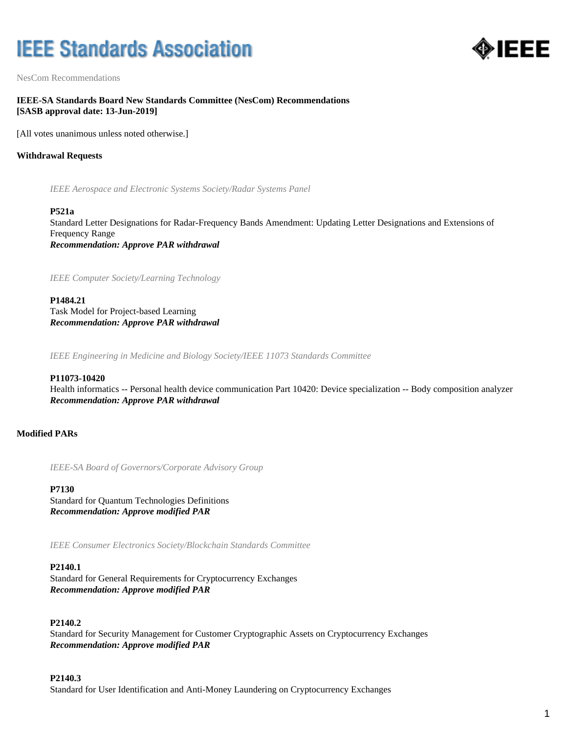# IEEE Standards Association

NesCom Recommendations

**IEEE-SA Standards Board New Standards Committee (NesCom) Recommendations**
**[SASB approval date: 13-Jun-2019]**

[All votes unanimous unless noted otherwise.]

## Withdrawal Requests

*IEEE Aerospace and Electronic Systems Society/Radar Systems Panel*

**P521a**
Standard Letter Designations for Radar-Frequency Bands Amendment: Updating Letter Designations and Extensions of Frequency Range
***Recommendation: Approve PAR withdrawal***

*IEEE Computer Society/Learning Technology*

**P1484.21**
Task Model for Project-based Learning
***Recommendation: Approve PAR withdrawal***

*IEEE Engineering in Medicine and Biology Society/IEEE 11073 Standards Committee*

**P11073-10420**
Health informatics -- Personal health device communication Part 10420: Device specialization -- Body composition analyzer
***Recommendation: Approve PAR withdrawal***

## Modified PARs

*IEEE-SA Board of Governors/Corporate Advisory Group*

**P7130**
Standard for Quantum Technologies Definitions
***Recommendation: Approve modified PAR***

*IEEE Consumer Electronics Society/Blockchain Standards Committee*

**P2140.1**
Standard for General Requirements for Cryptocurrency Exchanges
***Recommendation: Approve modified PAR***

**P2140.2**
Standard for Security Management for Customer Cryptographic Assets on Cryptocurrency Exchanges
***Recommendation: Approve modified PAR***

**P2140.3**
Standard for User Identification and Anti-Money Laundering on Cryptocurrency Exchanges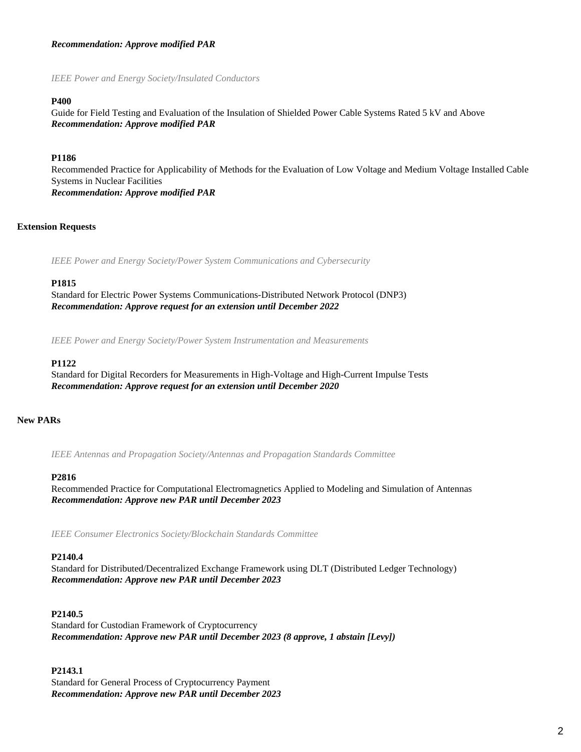***Recommendation: Approve modified PAR***

*IEEE Power and Energy Society/Insulated Conductors*

**P400**
Guide for Field Testing and Evaluation of the Insulation of Shielded Power Cable Systems Rated 5 kV and Above
***Recommendation: Approve modified PAR***

**P1186**
Recommended Practice for Applicability of Methods for the Evaluation of Low Voltage and Medium Voltage Installed Cable Systems in Nuclear Facilities
***Recommendation: Approve modified PAR***

**Extension Requests**

*IEEE Power and Energy Society/Power System Communications and Cybersecurity*

**P1815**
Standard for Electric Power Systems Communications-Distributed Network Protocol (DNP3)
***Recommendation: Approve request for an extension until December 2022***

*IEEE Power and Energy Society/Power System Instrumentation and Measurements*

**P1122**
Standard for Digital Recorders for Measurements in High-Voltage and High-Current Impulse Tests
***Recommendation: Approve request for an extension until December 2020***

**New PARs**

*IEEE Antennas and Propagation Society/Antennas and Propagation Standards Committee*

**P2816**
Recommended Practice for Computational Electromagnetics Applied to Modeling and Simulation of Antennas
***Recommendation: Approve new PAR until December 2023***

*IEEE Consumer Electronics Society/Blockchain Standards Committee*

**P2140.4**
Standard for Distributed/Decentralized Exchange Framework using DLT (Distributed Ledger Technology)
***Recommendation: Approve new PAR until December 2023***

**P2140.5**
Standard for Custodian Framework of Cryptocurrency
***Recommendation: Approve new PAR until December 2023 (8 approve, 1 abstain [Levy])***

**P2143.1**
Standard for General Process of Cryptocurrency Payment
***Recommendation: Approve new PAR until December 2023***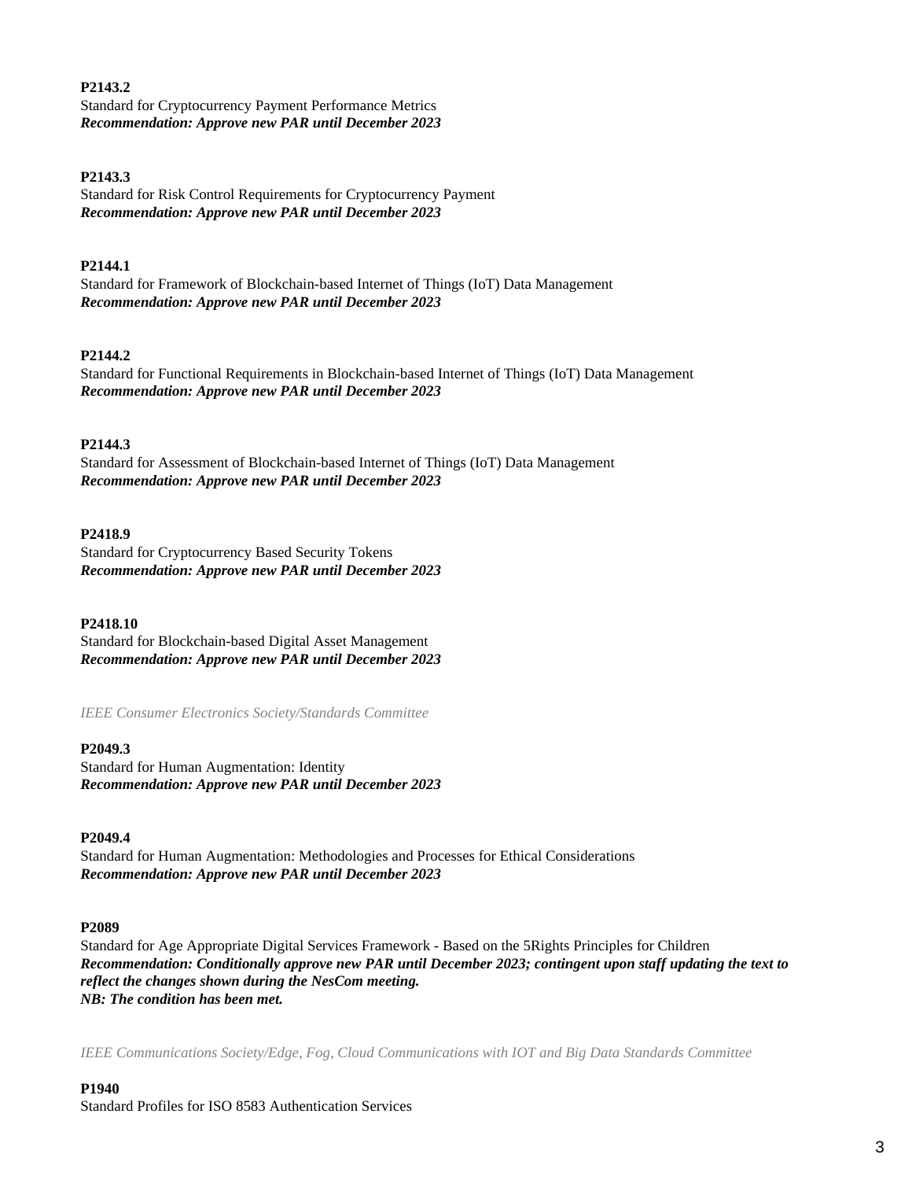**P2143.2**
Standard for Cryptocurrency Payment Performance Metrics
***Recommendation: Approve new PAR until December 2023***

**P2143.3**
Standard for Risk Control Requirements for Cryptocurrency Payment
***Recommendation: Approve new PAR until December 2023***

**P2144.1**
Standard for Framework of Blockchain-based Internet of Things (IoT) Data Management
***Recommendation: Approve new PAR until December 2023***

**P2144.2**
Standard for Functional Requirements in Blockchain-based Internet of Things (IoT) Data Management
***Recommendation: Approve new PAR until December 2023***

**P2144.3**
Standard for Assessment of Blockchain-based Internet of Things (IoT) Data Management
***Recommendation: Approve new PAR until December 2023***

**P2418.9**
Standard for Cryptocurrency Based Security Tokens
***Recommendation: Approve new PAR until December 2023***

**P2418.10**
Standard for Blockchain-based Digital Asset Management
***Recommendation: Approve new PAR until December 2023***

*IEEE Consumer Electronics Society/Standards Committee*

**P2049.3**
Standard for Human Augmentation: Identity
***Recommendation: Approve new PAR until December 2023***

**P2049.4**
Standard for Human Augmentation: Methodologies and Processes for Ethical Considerations
***Recommendation: Approve new PAR until December 2023***

**P2089**
Standard for Age Appropriate Digital Services Framework - Based on the 5Rights Principles for Children
***Recommendation: Conditionally approve new PAR until December 2023; contingent upon staff updating the text to reflect the changes shown during the NesCom meeting.***
***NB: The condition has been met.***

*IEEE Communications Society/Edge, Fog, Cloud Communications with IOT and Big Data Standards Committee*

**P1940**
Standard Profiles for ISO 8583 Authentication Services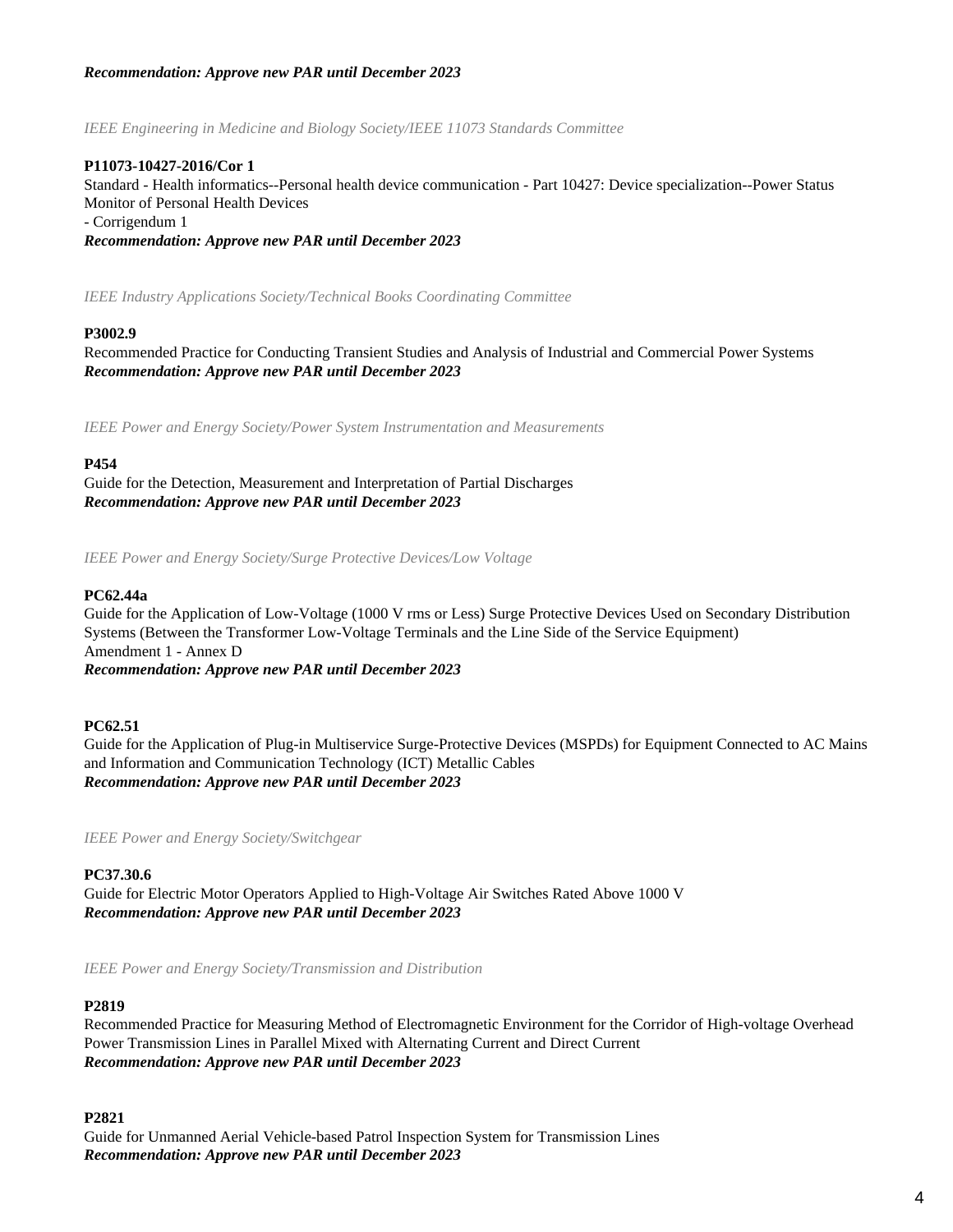***Recommendation: Approve new PAR until December 2023***

*IEEE Engineering in Medicine and Biology Society/IEEE 11073 Standards Committee*

**P11073-10427-2016/Cor 1**
Standard - Health informatics--Personal health device communication - Part 10427: Device specialization--Power Status Monitor of Personal Health Devices
- Corrigendum 1
***Recommendation: Approve new PAR until December 2023***

*IEEE Industry Applications Society/Technical Books Coordinating Committee*

**P3002.9**
Recommended Practice for Conducting Transient Studies and Analysis of Industrial and Commercial Power Systems
***Recommendation: Approve new PAR until December 2023***

*IEEE Power and Energy Society/Power System Instrumentation and Measurements*

**P454**
Guide for the Detection, Measurement and Interpretation of Partial Discharges
***Recommendation: Approve new PAR until December 2023***

*IEEE Power and Energy Society/Surge Protective Devices/Low Voltage*

**PC62.44a**
Guide for the Application of Low-Voltage (1000 V rms or Less) Surge Protective Devices Used on Secondary Distribution Systems (Between the Transformer Low-Voltage Terminals and the Line Side of the Service Equipment)
Amendment 1 - Annex D
***Recommendation: Approve new PAR until December 2023***

**PC62.51**
Guide for the Application of Plug-in Multiservice Surge-Protective Devices (MSPDs) for Equipment Connected to AC Mains and Information and Communication Technology (ICT) Metallic Cables
***Recommendation: Approve new PAR until December 2023***

*IEEE Power and Energy Society/Switchgear*

**PC37.30.6**
Guide for Electric Motor Operators Applied to High-Voltage Air Switches Rated Above 1000 V
***Recommendation: Approve new PAR until December 2023***

*IEEE Power and Energy Society/Transmission and Distribution*

**P2819**
Recommended Practice for Measuring Method of Electromagnetic Environment for the Corridor of High-voltage Overhead Power Transmission Lines in Parallel Mixed with Alternating Current and Direct Current
***Recommendation: Approve new PAR until December 2023***

**P2821**
Guide for Unmanned Aerial Vehicle-based Patrol Inspection System for Transmission Lines
***Recommendation: Approve new PAR until December 2023***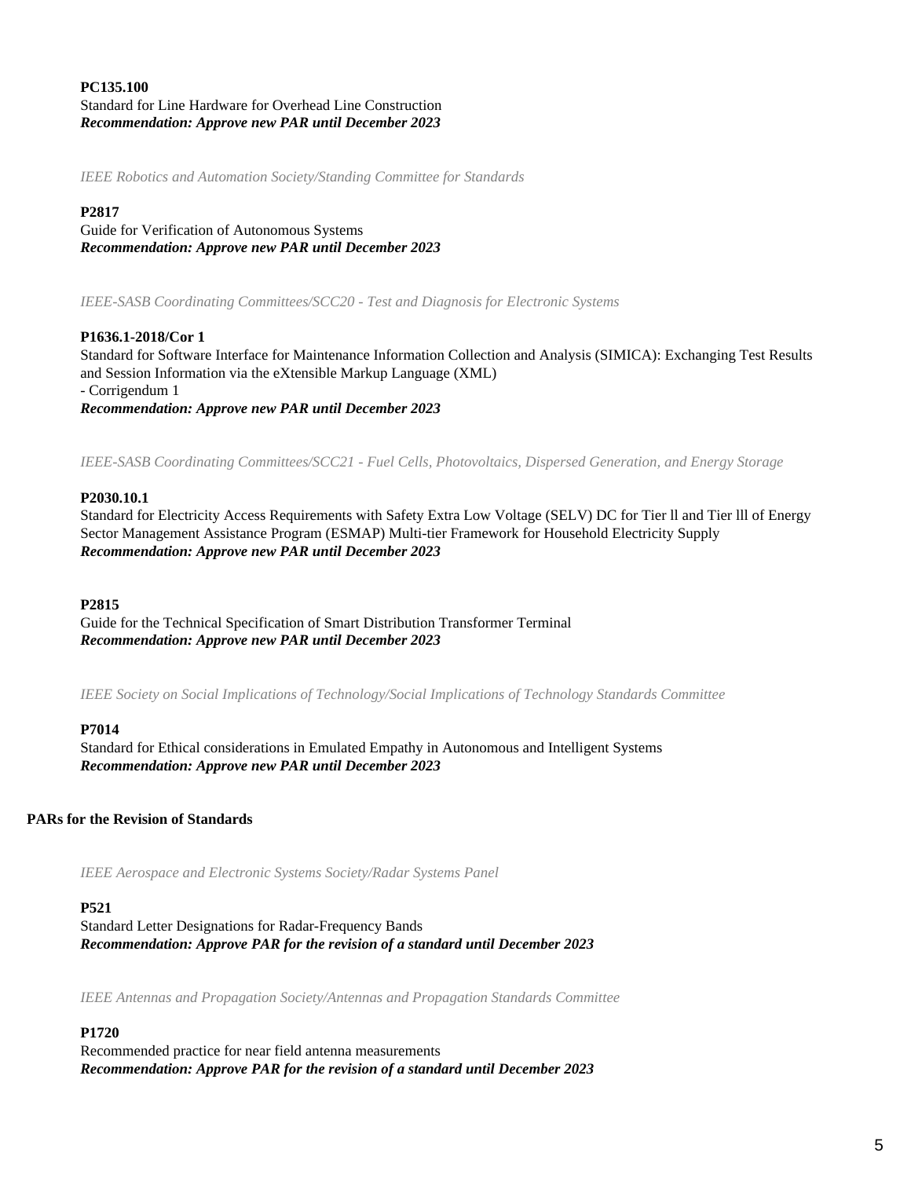**PC135.100**
Standard for Line Hardware for Overhead Line Construction
***Recommendation: Approve new PAR until December 2023***

*IEEE Robotics and Automation Society/Standing Committee for Standards*

**P2817**
Guide for Verification of Autonomous Systems
***Recommendation: Approve new PAR until December 2023***

*IEEE-SASB Coordinating Committees/SCC20 - Test and Diagnosis for Electronic Systems*

**P1636.1-2018/Cor 1**
Standard for Software Interface for Maintenance Information Collection and Analysis (SIMICA): Exchanging Test Results and Session Information via the eXtensible Markup Language (XML)
- Corrigendum 1
***Recommendation: Approve new PAR until December 2023***

*IEEE-SASB Coordinating Committees/SCC21 - Fuel Cells, Photovoltaics, Dispersed Generation, and Energy Storage*

**P2030.10.1**
Standard for Electricity Access Requirements with Safety Extra Low Voltage (SELV) DC for Tier ll and Tier lll of Energy Sector Management Assistance Program (ESMAP) Multi-tier Framework for Household Electricity Supply
***Recommendation: Approve new PAR until December 2023***

**P2815**
Guide for the Technical Specification of Smart Distribution Transformer Terminal
***Recommendation: Approve new PAR until December 2023***

*IEEE Society on Social Implications of Technology/Social Implications of Technology Standards Committee*

**P7014**
Standard for Ethical considerations in Emulated Empathy in Autonomous and Intelligent Systems
***Recommendation: Approve new PAR until December 2023***

**PARs for the Revision of Standards**

*IEEE Aerospace and Electronic Systems Society/Radar Systems Panel*

**P521**
Standard Letter Designations for Radar-Frequency Bands
***Recommendation: Approve PAR for the revision of a standard until December 2023***

*IEEE Antennas and Propagation Society/Antennas and Propagation Standards Committee*

**P1720**
Recommended practice for near field antenna measurements
***Recommendation: Approve PAR for the revision of a standard until December 2023***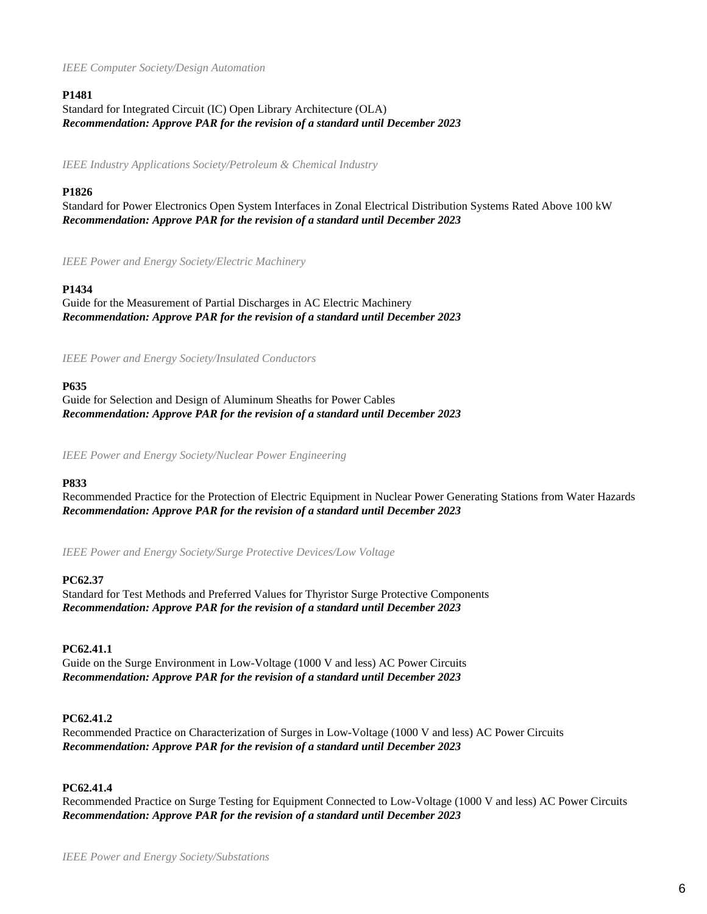*IEEE Computer Society/Design Automation*

**P1481**
Standard for Integrated Circuit (IC) Open Library Architecture (OLA)
***Recommendation: Approve PAR for the revision of a standard until December 2023***

*IEEE Industry Applications Society/Petroleum & Chemical Industry*

**P1826**
Standard for Power Electronics Open System Interfaces in Zonal Electrical Distribution Systems Rated Above 100 kW
***Recommendation: Approve PAR for the revision of a standard until December 2023***

*IEEE Power and Energy Society/Electric Machinery*

**P1434**
Guide for the Measurement of Partial Discharges in AC Electric Machinery
***Recommendation: Approve PAR for the revision of a standard until December 2023***

*IEEE Power and Energy Society/Insulated Conductors*

**P635**
Guide for Selection and Design of Aluminum Sheaths for Power Cables
***Recommendation: Approve PAR for the revision of a standard until December 2023***

*IEEE Power and Energy Society/Nuclear Power Engineering*

**P833**
Recommended Practice for the Protection of Electric Equipment in Nuclear Power Generating Stations from Water Hazards
***Recommendation: Approve PAR for the revision of a standard until December 2023***

*IEEE Power and Energy Society/Surge Protective Devices/Low Voltage*

**PC62.37**
Standard for Test Methods and Preferred Values for Thyristor Surge Protective Components
***Recommendation: Approve PAR for the revision of a standard until December 2023***

**PC62.41.1**
Guide on the Surge Environment in Low-Voltage (1000 V and less) AC Power Circuits
***Recommendation: Approve PAR for the revision of a standard until December 2023***

**PC62.41.2**
Recommended Practice on Characterization of Surges in Low-Voltage (1000 V and less) AC Power Circuits
***Recommendation: Approve PAR for the revision of a standard until December 2023***

**PC62.41.4**
Recommended Practice on Surge Testing for Equipment Connected to Low-Voltage (1000 V and less) AC Power Circuits
***Recommendation: Approve PAR for the revision of a standard until December 2023***

*IEEE Power and Energy Society/Substations*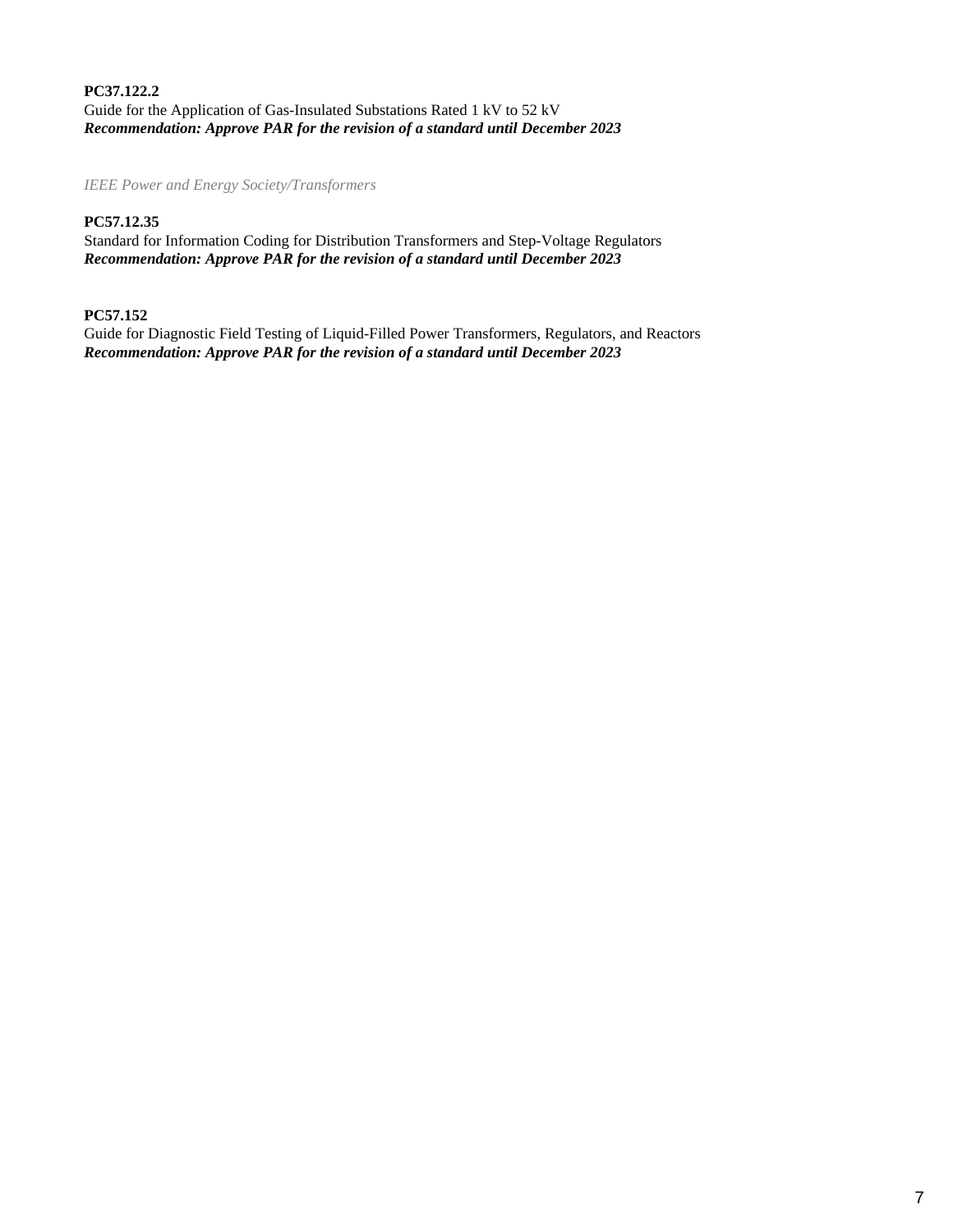**PC37.122.2**
Guide for the Application of Gas-Insulated Substations Rated 1 kV to 52 kV
***Recommendation: Approve PAR for the revision of a standard until December 2023***

*IEEE Power and Energy Society/Transformers*

**PC57.12.35**
Standard for Information Coding for Distribution Transformers and Step-Voltage Regulators
***Recommendation: Approve PAR for the revision of a standard until December 2023***

**PC57.152**
Guide for Diagnostic Field Testing of Liquid-Filled Power Transformers, Regulators, and Reactors
***Recommendation: Approve PAR for the revision of a standard until December 2023***